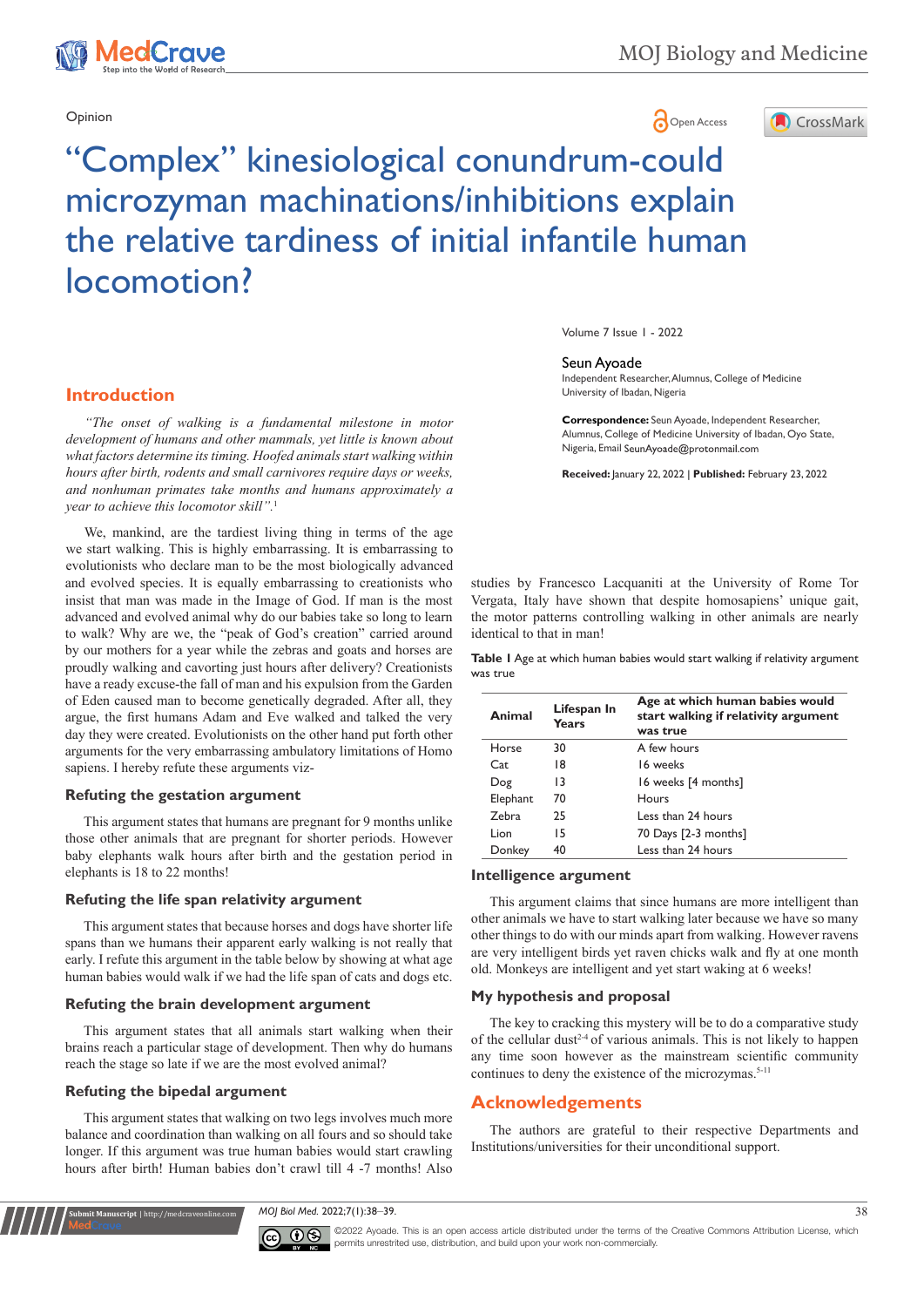Opinion

# "Complex" kinesiological conundrum-could microzyman machinations/inhibitions explain the relative tardiness of initial infantile human locomotion?

Volume 7 Issue 1 - 2022

**Seun Ayoade**

Independent Researcher, Alumnus, College of Medicine University of Ibadan, Nigeria

**Correspondence:** Seun Ayoade, Independent Researcher, Alumnus, College of Medicine University of Ibadan, Oyo State, Nigeria, Email SeunAyoade@protonmail.com

**Received:** January 22, 2022 | **Published:** February 23, 2022

## Introduction

*"The onset of walking is a fundamental milestone in motor development of humans and other mammals, yet little is known about what factors determine its timing. Hoofed animals start walking within hours after birth, rodents and small carnivores require days or weeks, and nonhuman primates take months and humans approximately a year to achieve this locomotor skill".*[1]

We, mankind, are the tardiest living thing in terms of the age we start walking. This is highly embarrassing. It is embarrassing to evolutionists who declare man to be the most biologically advanced and evolved species. It is equally embarrassing to creationists who insist that man was made in the Image of God. If man is the most advanced and evolved animal why do our babies take so long to learn to walk? Why are we, the "peak of God's creation" carried around by our mothers for a year while the zebras and goats and horses are proudly walking and cavorting just hours after delivery? Creationists have a ready excuse-the fall of man and his expulsion from the Garden of Eden caused man to become genetically degraded. After all, they argue, the first humans Adam and Eve walked and talked the very day they were created. Evolutionists on the other hand put forth other arguments for the very embarrassing ambulatory limitations of Homo sapiens. I hereby refute these arguments viz-

### Refuting the gestation argument

This argument states that humans are pregnant for 9 months unlike those other animals that are pregnant for shorter periods. However baby elephants walk hours after birth and the gestation period in elephants is 18 to 22 months!

### Refuting the life span relativity argument

This argument states that because horses and dogs have shorter life spans than we humans their apparent early walking is not really that early. I refute this argument in the table below by showing at what age human babies would walk if we had the life span of cats and dogs etc.

### Refuting the brain development argument

This argument states that all animals start walking when their brains reach a particular stage of development. Then why do humans reach the stage so late if we are the most evolved animal?

### Refuting the bipedal argument

This argument states that walking on two legs involves much more balance and coordination than walking on all fours and so should take longer. If this argument was true human babies would start crawling hours after birth! Human babies don't crawl till 4 -7 months! Also studies by Francesco Lacquaniti at the University of Rome Tor Vergata, Italy have shown that despite homosapiens' unique gait, the motor patterns controlling walking in other animals are nearly identical to that in man!

**Table 1** Age at which human babies would start walking if relativity argument was true

| Animal | Lifespan In Years | Age at which human babies would start walking if relativity argument was true |
|---|---|---|
| Horse | 30 | A few hours |
| Cat | 18 | 16 weeks |
| Dog | 13 | 16 weeks [4 months] |
| Elephant | 70 | Hours |
| Zebra | 25 | Less than 24 hours |
| Lion | 15 | 70 Days [2-3 months] |
| Donkey | 40 | Less than 24 hours |

### Intelligence argument

This argument claims that since humans are more intelligent than other animals we have to start walking later because we have so many other things to do with our minds apart from walking. However ravens are very intelligent birds yet raven chicks walk and fly at one month old. Monkeys are intelligent and yet start waking at 6 weeks!

### My hypothesis and proposal

The key to cracking this mystery will be to do a comparative study of the cellular dust[2-4] of various animals. This is not likely to happen any time soon however as the mainstream scientific community continues to deny the existence of the microzymas.[5-11]

## Acknowledgements

The authors are grateful to their respective Departments and Institutions/universities for their unconditional support.

©2022 Ayoade. This is an open access article distributed under the terms of the Creative Commons Attribution License, which permits unrestrited use, distribution, and build upon your work non-commercially.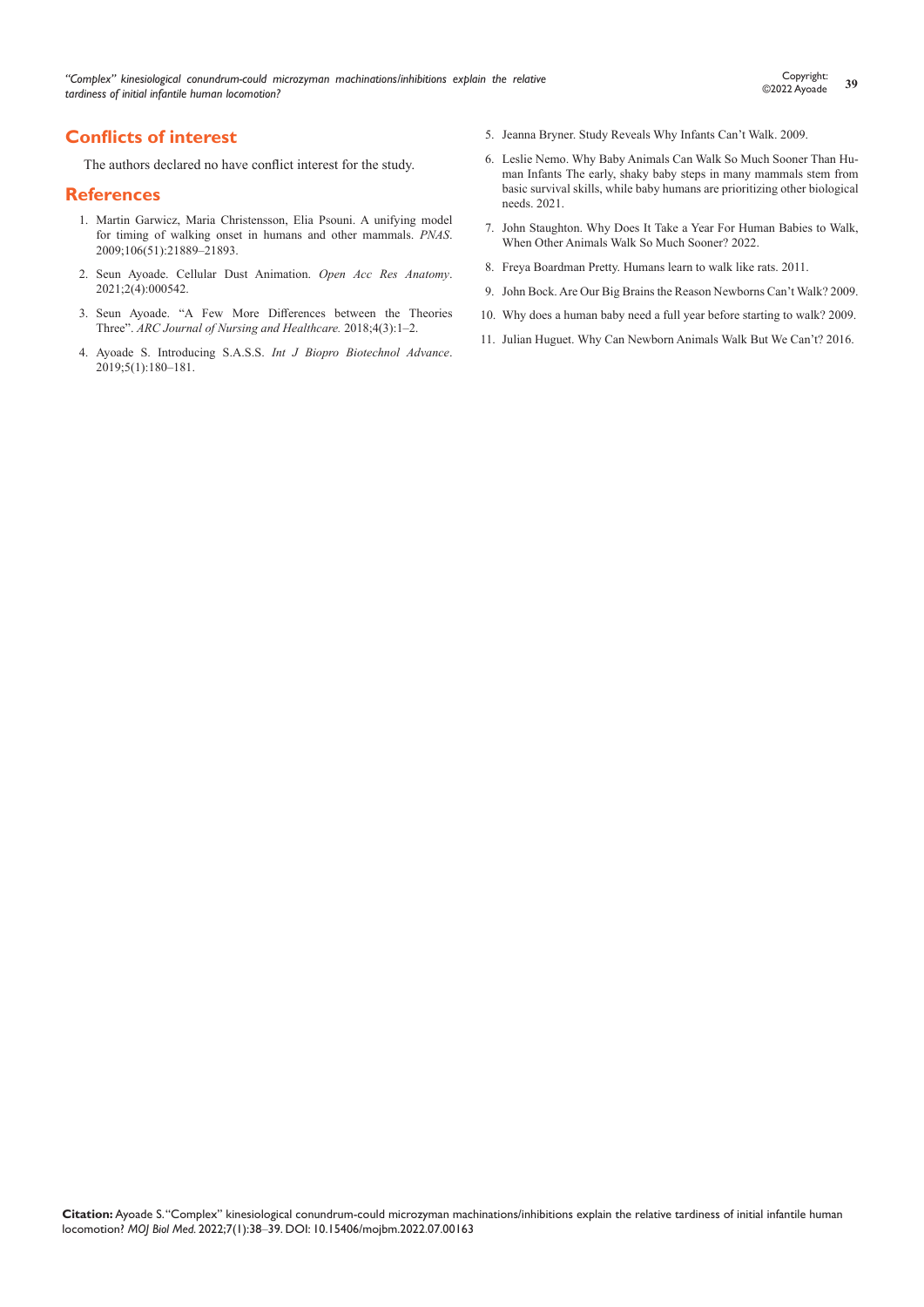## Conflicts of interest

The authors declared no have conflict interest for the study.

## References

1. Martin Garwicz, Maria Christensson, Elia Psouni. A unifying model for timing of walking onset in humans and other mammals. *PNAS*. 2009;106(51):21889–21893.
2. Seun Ayoade. Cellular Dust Animation. *Open Acc Res Anatomy*. 2021;2(4):000542.
3. Seun Ayoade. "A Few More Differences between the Theories Three". *ARC Journal of Nursing and Healthcare.* 2018;4(3):1–2.
4. Ayoade S. Introducing S.A.S.S. *Int J Biopro Biotechnol Advance*. 2019;5(1):180–181.
5. Jeanna Bryner. Study Reveals Why Infants Can't Walk. 2009.
6. Leslie Nemo. Why Baby Animals Can Walk So Much Sooner Than Human Infants The early, shaky baby steps in many mammals stem from basic survival skills, while baby humans are prioritizing other biological needs. 2021.
7. John Staughton. Why Does It Take a Year For Human Babies to Walk, When Other Animals Walk So Much Sooner? 2022.
8. Freya Boardman Pretty. Humans learn to walk like rats. 2011.
9. John Bock. Are Our Big Brains the Reason Newborns Can't Walk? 2009.
10. Why does a human baby need a full year before starting to walk? 2009.
11. Julian Huguet. Why Can Newborn Animals Walk But We Can't? 2016.